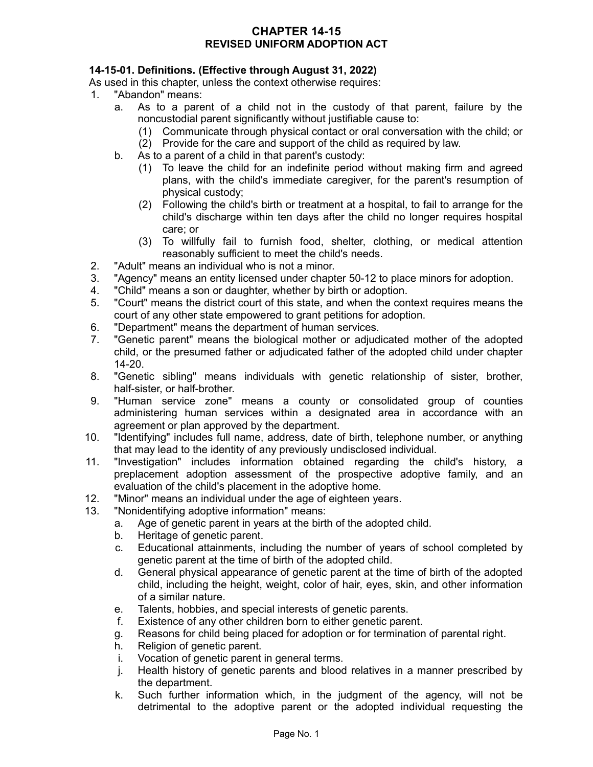# CHAPTER 14-15
## REVISED UNIFORM ADOPTION ACT

**14-15-01. Definitions. (Effective through August 31, 2022)**

As used in this chapter, unless the context otherwise requires:

1. "Abandon" means:
   a. As to a parent of a child not in the custody of that parent, failure by the noncustodial parent significantly without justifiable cause to:
      (1) Communicate through physical contact or oral conversation with the child; or
      (2) Provide for the care and support of the child as required by law.
   b. As to a parent of a child in that parent's custody:
      (1) To leave the child for an indefinite period without making firm and agreed plans, with the child's immediate caregiver, for the parent's resumption of physical custody;
      (2) Following the child's birth or treatment at a hospital, to fail to arrange for the child's discharge within ten days after the child no longer requires hospital care; or
      (3) To willfully fail to furnish food, shelter, clothing, or medical attention reasonably sufficient to meet the child's needs.
2. "Adult" means an individual who is not a minor.
3. "Agency" means an entity licensed under chapter 50-12 to place minors for adoption.
4. "Child" means a son or daughter, whether by birth or adoption.
5. "Court" means the district court of this state, and when the context requires means the court of any other state empowered to grant petitions for adoption.
6. "Department" means the department of human services.
7. "Genetic parent" means the biological mother or adjudicated mother of the adopted child, or the presumed father or adjudicated father of the adopted child under chapter 14-20.
8. "Genetic sibling" means individuals with genetic relationship of sister, brother, half-sister, or half-brother.
9. "Human service zone" means a county or consolidated group of counties administering human services within a designated area in accordance with an agreement or plan approved by the department.
10. "Identifying" includes full name, address, date of birth, telephone number, or anything that may lead to the identity of any previously undisclosed individual.
11. "Investigation" includes information obtained regarding the child's history, a preplacement adoption assessment of the prospective adoptive family, and an evaluation of the child's placement in the adoptive home.
12. "Minor" means an individual under the age of eighteen years.
13. "Nonidentifying adoptive information" means:
    a. Age of genetic parent in years at the birth of the adopted child.
    b. Heritage of genetic parent.
    c. Educational attainments, including the number of years of school completed by genetic parent at the time of birth of the adopted child.
    d. General physical appearance of genetic parent at the time of birth of the adopted child, including the height, weight, color of hair, eyes, skin, and other information of a similar nature.
    e. Talents, hobbies, and special interests of genetic parents.
    f. Existence of any other children born to either genetic parent.
    g. Reasons for child being placed for adoption or for termination of parental right.
    h. Religion of genetic parent.
    i. Vocation of genetic parent in general terms.
    j. Health history of genetic parents and blood relatives in a manner prescribed by the department.
    k. Such further information which, in the judgment of the agency, will not be detrimental to the adoptive parent or the adopted individual requesting the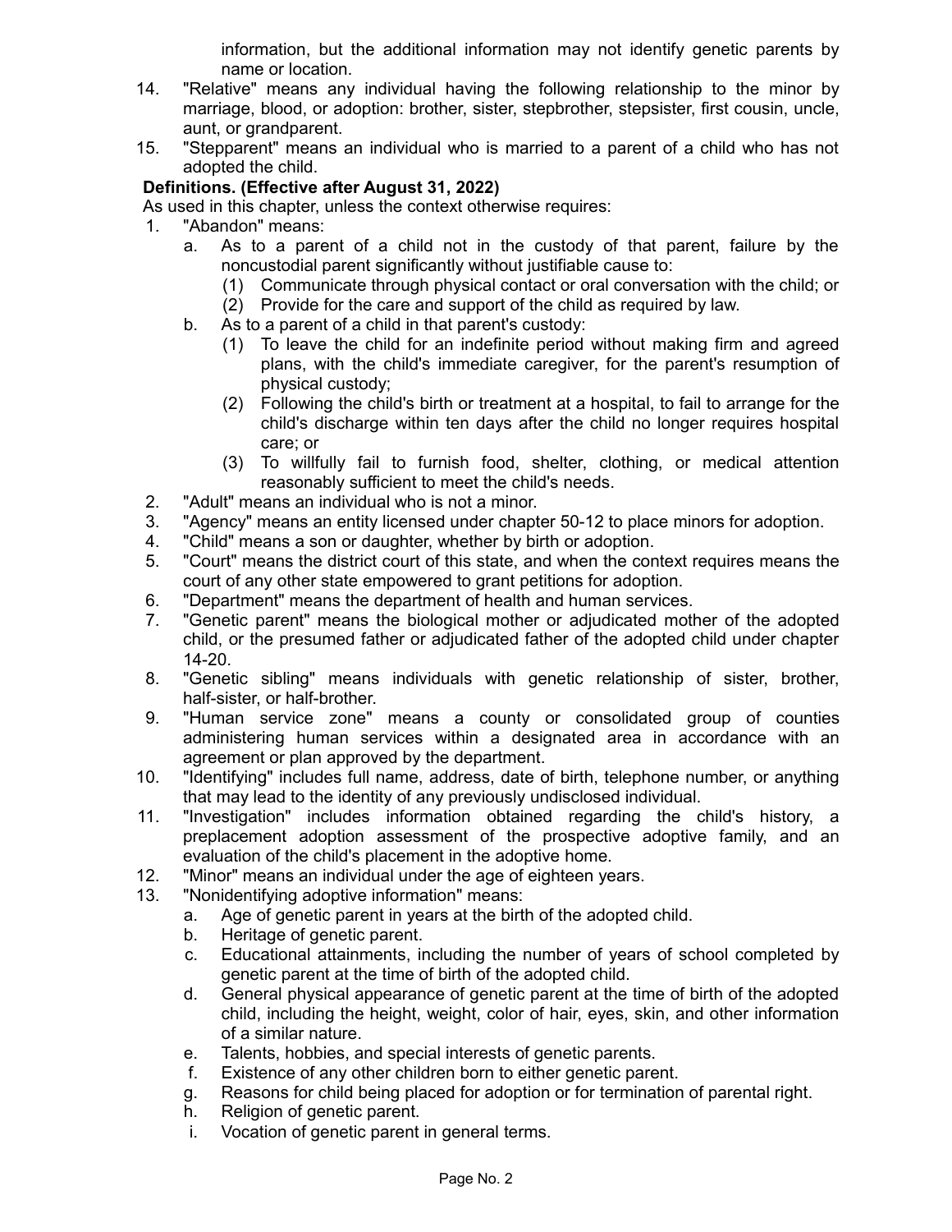information, but the additional information may not identify genetic parents by name or location.

14. "Relative" means any individual having the following relationship to the minor by marriage, blood, or adoption: brother, sister, stepbrother, stepsister, first cousin, uncle, aunt, or grandparent.
15. "Stepparent" means an individual who is married to a parent of a child who has not adopted the child.

**Definitions. (Effective after August 31, 2022)**

As used in this chapter, unless the context otherwise requires:

1. "Abandon" means:
   a. As to a parent of a child not in the custody of that parent, failure by the noncustodial parent significantly without justifiable cause to:
      (1) Communicate through physical contact or oral conversation with the child; or
      (2) Provide for the care and support of the child as required by law.
   b. As to a parent of a child in that parent's custody:
      (1) To leave the child for an indefinite period without making firm and agreed plans, with the child's immediate caregiver, for the parent's resumption of physical custody;
      (2) Following the child's birth or treatment at a hospital, to fail to arrange for the child's discharge within ten days after the child no longer requires hospital care; or
      (3) To willfully fail to furnish food, shelter, clothing, or medical attention reasonably sufficient to meet the child's needs.
2. "Adult" means an individual who is not a minor.
3. "Agency" means an entity licensed under chapter 50-12 to place minors for adoption.
4. "Child" means a son or daughter, whether by birth or adoption.
5. "Court" means the district court of this state, and when the context requires means the court of any other state empowered to grant petitions for adoption.
6. "Department" means the department of health and human services.
7. "Genetic parent" means the biological mother or adjudicated mother of the adopted child, or the presumed father or adjudicated father of the adopted child under chapter 14-20.
8. "Genetic sibling" means individuals with genetic relationship of sister, brother, half-sister, or half-brother.
9. "Human service zone" means a county or consolidated group of counties administering human services within a designated area in accordance with an agreement or plan approved by the department.
10. "Identifying" includes full name, address, date of birth, telephone number, or anything that may lead to the identity of any previously undisclosed individual.
11. "Investigation" includes information obtained regarding the child's history, a preplacement adoption assessment of the prospective adoptive family, and an evaluation of the child's placement in the adoptive home.
12. "Minor" means an individual under the age of eighteen years.
13. "Nonidentifying adoptive information" means:
    a. Age of genetic parent in years at the birth of the adopted child.
    b. Heritage of genetic parent.
    c. Educational attainments, including the number of years of school completed by genetic parent at the time of birth of the adopted child.
    d. General physical appearance of genetic parent at the time of birth of the adopted child, including the height, weight, color of hair, eyes, skin, and other information of a similar nature.
    e. Talents, hobbies, and special interests of genetic parents.
    f. Existence of any other children born to either genetic parent.
    g. Reasons for child being placed for adoption or for termination of parental right.
    h. Religion of genetic parent.
    i. Vocation of genetic parent in general terms.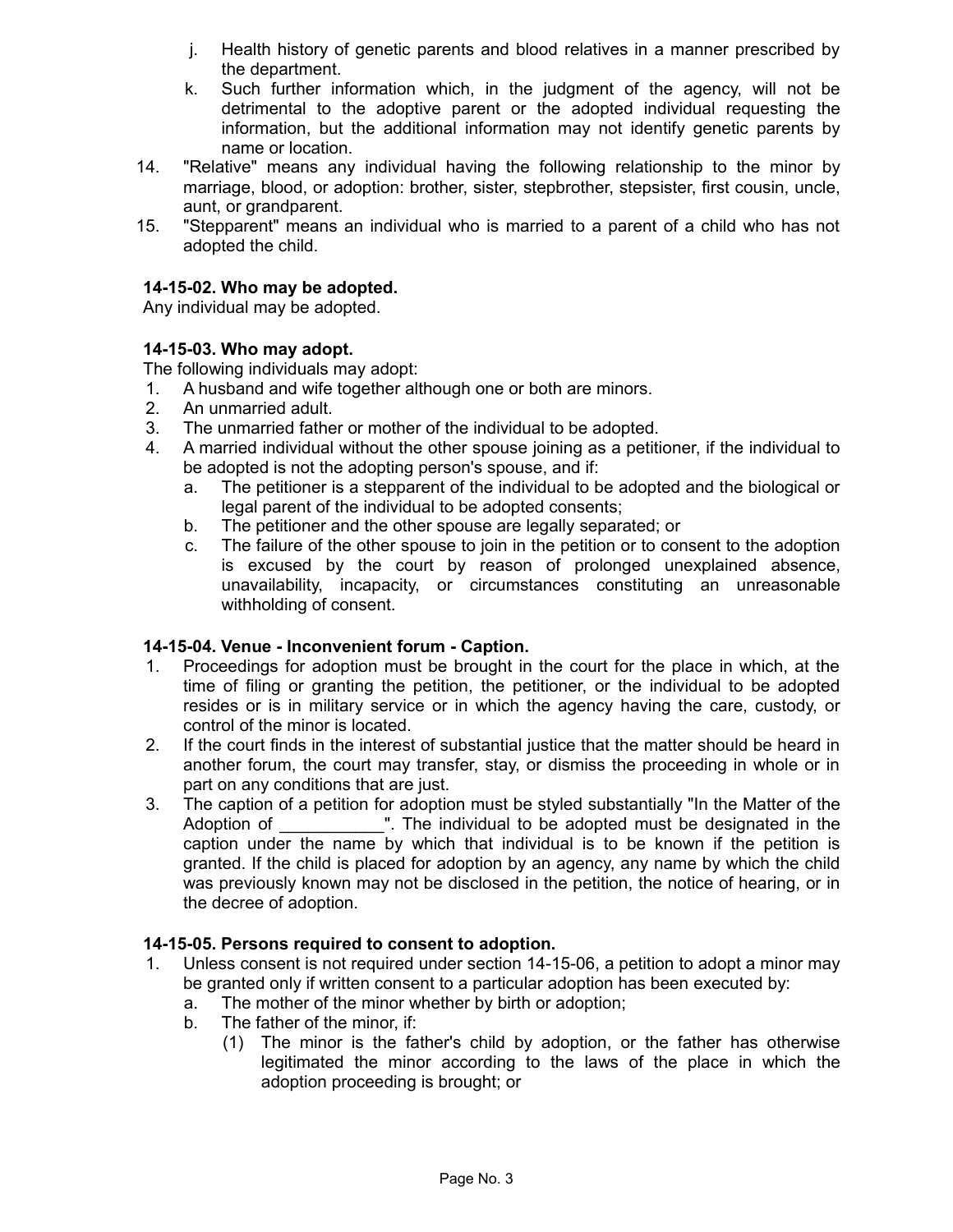j. Health history of genetic parents and blood relatives in a manner prescribed by the department.
   k. Such further information which, in the judgment of the agency, will not be detrimental to the adoptive parent or the adopted individual requesting the information, but the additional information may not identify genetic parents by name or location.

14. "Relative" means any individual having the following relationship to the minor by marriage, blood, or adoption: brother, sister, stepbrother, stepsister, first cousin, uncle, aunt, or grandparent.
15. "Stepparent" means an individual who is married to a parent of a child who has not adopted the child.

**14-15-02. Who may be adopted.**

Any individual may be adopted.

**14-15-03. Who may adopt.**

The following individuals may adopt:

1. A husband and wife together although one or both are minors.
2. An unmarried adult.
3. The unmarried father or mother of the individual to be adopted.
4. A married individual without the other spouse joining as a petitioner, if the individual to be adopted is not the adopting person's spouse, and if:
   a. The petitioner is a stepparent of the individual to be adopted and the biological or legal parent of the individual to be adopted consents;
   b. The petitioner and the other spouse are legally separated; or
   c. The failure of the other spouse to join in the petition or to consent to the adoption is excused by the court by reason of prolonged unexplained absence, unavailability, incapacity, or circumstances constituting an unreasonable withholding of consent.

**14-15-04. Venue - Inconvenient forum - Caption.**

1. Proceedings for adoption must be brought in the court for the place in which, at the time of filing or granting the petition, the petitioner, or the individual to be adopted resides or is in military service or in which the agency having the care, custody, or control of the minor is located.
2. If the court finds in the interest of substantial justice that the matter should be heard in another forum, the court may transfer, stay, or dismiss the proceeding in whole or in part on any conditions that are just.
3. The caption of a petition for adoption must be styled substantially "In the Matter of the Adoption of ___________". The individual to be adopted must be designated in the caption under the name by which that individual is to be known if the petition is granted. If the child is placed for adoption by an agency, any name by which the child was previously known may not be disclosed in the petition, the notice of hearing, or in the decree of adoption.

**14-15-05. Persons required to consent to adoption.**

1. Unless consent is not required under section 14-15-06, a petition to adopt a minor may be granted only if written consent to a particular adoption has been executed by:
   a. The mother of the minor whether by birth or adoption;
   b. The father of the minor, if:
      (1) The minor is the father's child by adoption, or the father has otherwise legitimated the minor according to the laws of the place in which the adoption proceeding is brought; or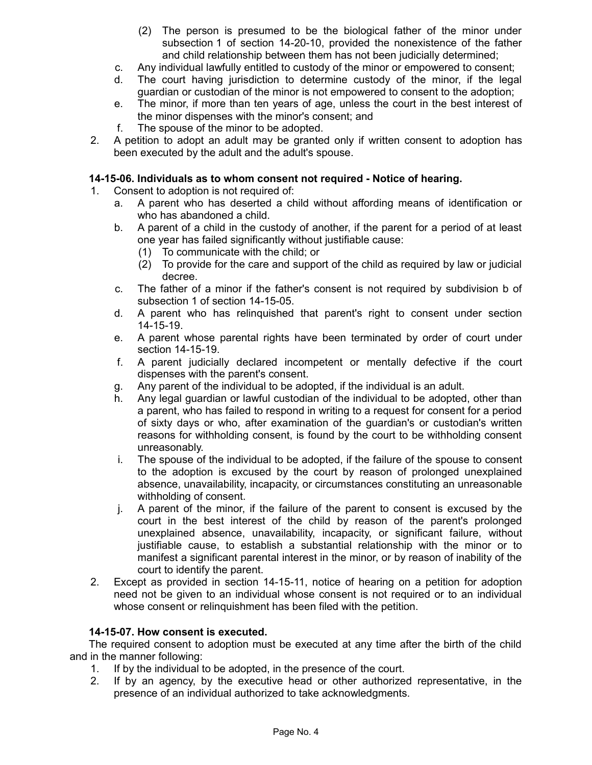(2) The person is presumed to be the biological father of the minor under subsection 1 of section 14-20-10, provided the nonexistence of the father and child relationship between them has not been judicially determined;

  c. Any individual lawfully entitled to custody of the minor or empowered to consent;
  d. The court having jurisdiction to determine custody of the minor, if the legal guardian or custodian of the minor is not empowered to consent to the adoption;
  e. The minor, if more than ten years of age, unless the court in the best interest of the minor dispenses with the minor's consent; and
  f. The spouse of the minor to be adopted.

2. A petition to adopt an adult may be granted only if written consent to adoption has been executed by the adult and the adult's spouse.

**14-15-06. Individuals as to whom consent not required - Notice of hearing.**

1. Consent to adoption is not required of:
   a. A parent who has deserted a child without affording means of identification or who has abandoned a child.
   b. A parent of a child in the custody of another, if the parent for a period of at least one year has failed significantly without justifiable cause:
      (1) To communicate with the child; or
      (2) To provide for the care and support of the child as required by law or judicial decree.
   c. The father of a minor if the father's consent is not required by subdivision b of subsection 1 of section 14-15-05.
   d. A parent who has relinquished that parent's right to consent under section 14-15-19.
   e. A parent whose parental rights have been terminated by order of court under section 14-15-19.
   f. A parent judicially declared incompetent or mentally defective if the court dispenses with the parent's consent.
   g. Any parent of the individual to be adopted, if the individual is an adult.
   h. Any legal guardian or lawful custodian of the individual to be adopted, other than a parent, who has failed to respond in writing to a request for consent for a period of sixty days or who, after examination of the guardian's or custodian's written reasons for withholding consent, is found by the court to be withholding consent unreasonably.
   i. The spouse of the individual to be adopted, if the failure of the spouse to consent to the adoption is excused by the court by reason of prolonged unexplained absence, unavailability, incapacity, or circumstances constituting an unreasonable withholding of consent.
   j. A parent of the minor, if the failure of the parent to consent is excused by the court in the best interest of the child by reason of the parent's prolonged unexplained absence, unavailability, incapacity, or significant failure, without justifiable cause, to establish a substantial relationship with the minor or to manifest a significant parental interest in the minor, or by reason of inability of the court to identify the parent.
2. Except as provided in section 14-15-11, notice of hearing on a petition for adoption need not be given to an individual whose consent is not required or to an individual whose consent or relinquishment has been filed with the petition.

**14-15-07. How consent is executed.**

The required consent to adoption must be executed at any time after the birth of the child and in the manner following:

1. If by the individual to be adopted, in the presence of the court.
2. If by an agency, by the executive head or other authorized representative, in the presence of an individual authorized to take acknowledgments.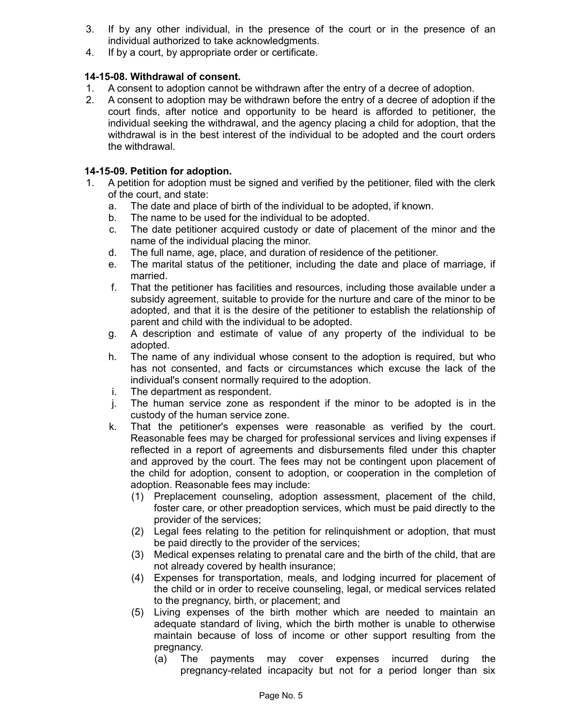3. If by any other individual, in the presence of the court or in the presence of an individual authorized to take acknowledgments.
4. If by a court, by appropriate order or certificate.

**14-15-08. Withdrawal of consent.**

1. A consent to adoption cannot be withdrawn after the entry of a decree of adoption.
2. A consent to adoption may be withdrawn before the entry of a decree of adoption if the court finds, after notice and opportunity to be heard is afforded to petitioner, the individual seeking the withdrawal, and the agency placing a child for adoption, that the withdrawal is in the best interest of the individual to be adopted and the court orders the withdrawal.

**14-15-09. Petition for adoption.**

1. A petition for adoption must be signed and verified by the petitioner, filed with the clerk of the court, and state:
   a. The date and place of birth of the individual to be adopted, if known.
   b. The name to be used for the individual to be adopted.
   c. The date petitioner acquired custody or date of placement of the minor and the name of the individual placing the minor.
   d. The full name, age, place, and duration of residence of the petitioner.
   e. The marital status of the petitioner, including the date and place of marriage, if married.
   f. That the petitioner has facilities and resources, including those available under a subsidy agreement, suitable to provide for the nurture and care of the minor to be adopted, and that it is the desire of the petitioner to establish the relationship of parent and child with the individual to be adopted.
   g. A description and estimate of value of any property of the individual to be adopted.
   h. The name of any individual whose consent to the adoption is required, but who has not consented, and facts or circumstances which excuse the lack of the individual's consent normally required to the adoption.
   i. The department as respondent.
   j. The human service zone as respondent if the minor to be adopted is in the custody of the human service zone.
   k. That the petitioner's expenses were reasonable as verified by the court. Reasonable fees may be charged for professional services and living expenses if reflected in a report of agreements and disbursements filed under this chapter and approved by the court. The fees may not be contingent upon placement of the child for adoption, consent to adoption, or cooperation in the completion of adoption. Reasonable fees may include:
      (1) Preplacement counseling, adoption assessment, placement of the child, foster care, or other preadoption services, which must be paid directly to the provider of the services;
      (2) Legal fees relating to the petition for relinquishment or adoption, that must be paid directly to the provider of the services;
      (3) Medical expenses relating to prenatal care and the birth of the child, that are not already covered by health insurance;
      (4) Expenses for transportation, meals, and lodging incurred for placement of the child or in order to receive counseling, legal, or medical services related to the pregnancy, birth, or placement; and
      (5) Living expenses of the birth mother which are needed to maintain an adequate standard of living, which the birth mother is unable to otherwise maintain because of loss of income or other support resulting from the pregnancy.
         (a) The payments may cover expenses incurred during the pregnancy-related incapacity but not for a period longer than six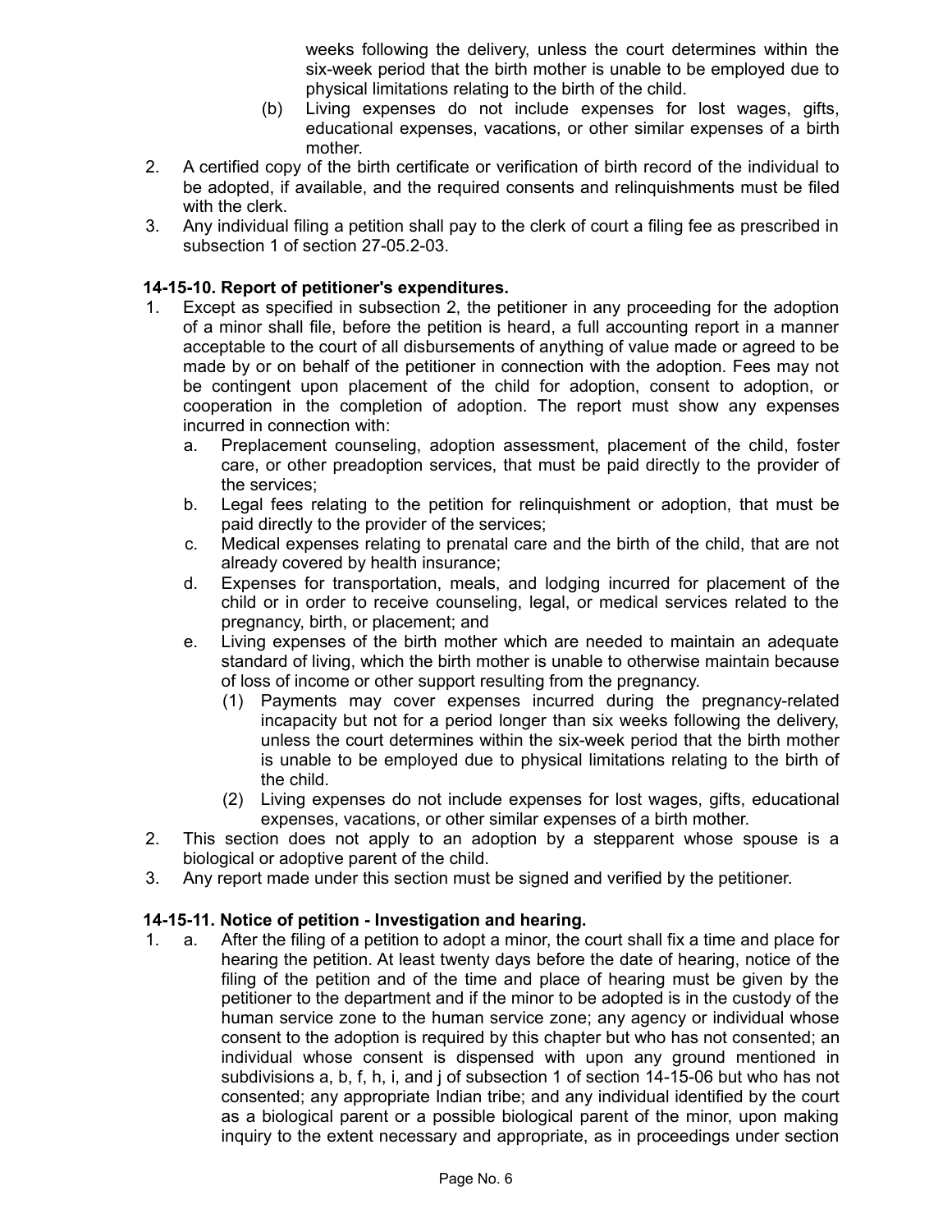weeks following the delivery, unless the court determines within the six-week period that the birth mother is unable to be employed due to physical limitations relating to the birth of the child.

(b) Living expenses do not include expenses for lost wages, gifts, educational expenses, vacations, or other similar expenses of a birth mother.

2. A certified copy of the birth certificate or verification of birth record of the individual to be adopted, if available, and the required consents and relinquishments must be filed with the clerk.
3. Any individual filing a petition shall pay to the clerk of court a filing fee as prescribed in subsection 1 of section 27-05.2-03.

**14-15-10. Report of petitioner's expenditures.**

1. Except as specified in subsection 2, the petitioner in any proceeding for the adoption of a minor shall file, before the petition is heard, a full accounting report in a manner acceptable to the court of all disbursements of anything of value made or agreed to be made by or on behalf of the petitioner in connection with the adoption. Fees may not be contingent upon placement of the child for adoption, consent to adoption, or cooperation in the completion of adoption. The report must show any expenses incurred in connection with:
   a. Preplacement counseling, adoption assessment, placement of the child, foster care, or other preadoption services, that must be paid directly to the provider of the services;
   b. Legal fees relating to the petition for relinquishment or adoption, that must be paid directly to the provider of the services;
   c. Medical expenses relating to prenatal care and the birth of the child, that are not already covered by health insurance;
   d. Expenses for transportation, meals, and lodging incurred for placement of the child or in order to receive counseling, legal, or medical services related to the pregnancy, birth, or placement; and
   e. Living expenses of the birth mother which are needed to maintain an adequate standard of living, which the birth mother is unable to otherwise maintain because of loss of income or other support resulting from the pregnancy.
      (1) Payments may cover expenses incurred during the pregnancy-related incapacity but not for a period longer than six weeks following the delivery, unless the court determines within the six-week period that the birth mother is unable to be employed due to physical limitations relating to the birth of the child.
      (2) Living expenses do not include expenses for lost wages, gifts, educational expenses, vacations, or other similar expenses of a birth mother.
2. This section does not apply to an adoption by a stepparent whose spouse is a biological or adoptive parent of the child.
3. Any report made under this section must be signed and verified by the petitioner.

**14-15-11. Notice of petition - Investigation and hearing.**

1. a. After the filing of a petition to adopt a minor, the court shall fix a time and place for hearing the petition. At least twenty days before the date of hearing, notice of the filing of the petition and of the time and place of hearing must be given by the petitioner to the department and if the minor to be adopted is in the custody of the human service zone to the human service zone; any agency or individual whose consent to the adoption is required by this chapter but who has not consented; an individual whose consent is dispensed with upon any ground mentioned in subdivisions a, b, f, h, i, and j of subsection 1 of section 14-15-06 but who has not consented; any appropriate Indian tribe; and any individual identified by the court as a biological parent or a possible biological parent of the minor, upon making inquiry to the extent necessary and appropriate, as in proceedings under section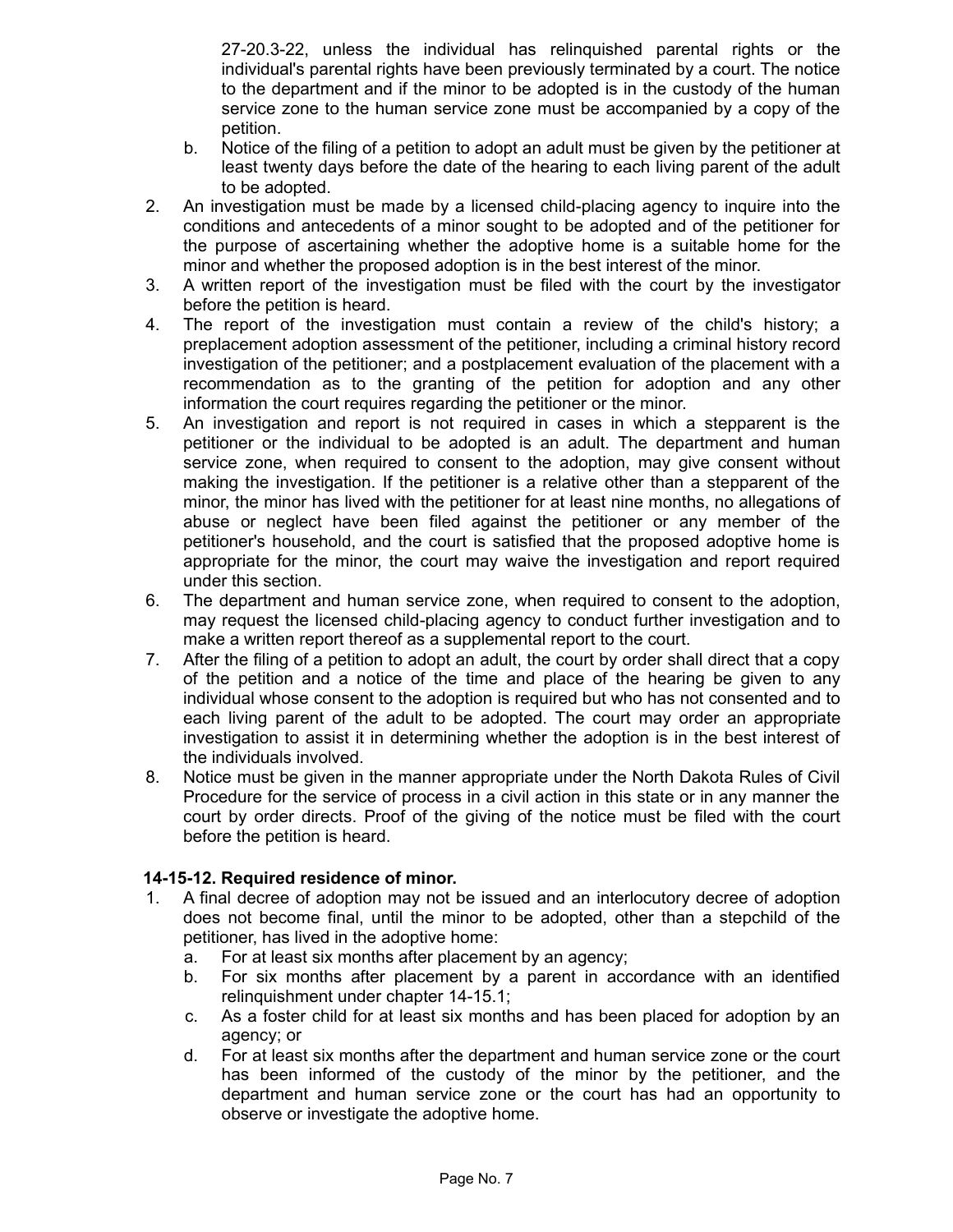27-20.3-22, unless the individual has relinquished parental rights or the individual's parental rights have been previously terminated by a court. The notice to the department and if the minor to be adopted is in the custody of the human service zone to the human service zone must be accompanied by a copy of the petition.

   b. Notice of the filing of a petition to adopt an adult must be given by the petitioner at least twenty days before the date of the hearing to each living parent of the adult to be adopted.

2. An investigation must be made by a licensed child-placing agency to inquire into the conditions and antecedents of a minor sought to be adopted and of the petitioner for the purpose of ascertaining whether the adoptive home is a suitable home for the minor and whether the proposed adoption is in the best interest of the minor.
3. A written report of the investigation must be filed with the court by the investigator before the petition is heard.
4. The report of the investigation must contain a review of the child's history; a preplacement adoption assessment of the petitioner, including a criminal history record investigation of the petitioner; and a postplacement evaluation of the placement with a recommendation as to the granting of the petition for adoption and any other information the court requires regarding the petitioner or the minor.
5. An investigation and report is not required in cases in which a stepparent is the petitioner or the individual to be adopted is an adult. The department and human service zone, when required to consent to the adoption, may give consent without making the investigation. If the petitioner is a relative other than a stepparent of the minor, the minor has lived with the petitioner for at least nine months, no allegations of abuse or neglect have been filed against the petitioner or any member of the petitioner's household, and the court is satisfied that the proposed adoptive home is appropriate for the minor, the court may waive the investigation and report required under this section.
6. The department and human service zone, when required to consent to the adoption, may request the licensed child-placing agency to conduct further investigation and to make a written report thereof as a supplemental report to the court.
7. After the filing of a petition to adopt an adult, the court by order shall direct that a copy of the petition and a notice of the time and place of the hearing be given to any individual whose consent to the adoption is required but who has not consented and to each living parent of the adult to be adopted. The court may order an appropriate investigation to assist it in determining whether the adoption is in the best interest of the individuals involved.
8. Notice must be given in the manner appropriate under the North Dakota Rules of Civil Procedure for the service of process in a civil action in this state or in any manner the court by order directs. Proof of the giving of the notice must be filed with the court before the petition is heard.

**14-15-12. Required residence of minor.**

1. A final decree of adoption may not be issued and an interlocutory decree of adoption does not become final, until the minor to be adopted, other than a stepchild of the petitioner, has lived in the adoptive home:
   a. For at least six months after placement by an agency;
   b. For six months after placement by a parent in accordance with an identified relinquishment under chapter 14-15.1;
   c. As a foster child for at least six months and has been placed for adoption by an agency; or
   d. For at least six months after the department and human service zone or the court has been informed of the custody of the minor by the petitioner, and the department and human service zone or the court has had an opportunity to observe or investigate the adoptive home.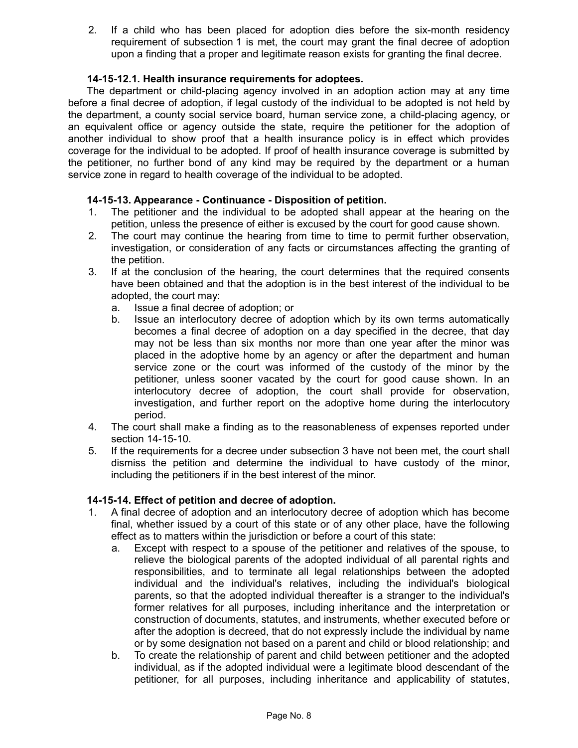2. If a child who has been placed for adoption dies before the six-month residency requirement of subsection 1 is met, the court may grant the final decree of adoption upon a finding that a proper and legitimate reason exists for granting the final decree.

**14-15-12.1. Health insurance requirements for adoptees.**

The department or child-placing agency involved in an adoption action may at any time before a final decree of adoption, if legal custody of the individual to be adopted is not held by the department, a county social service board, human service zone, a child-placing agency, or an equivalent office or agency outside the state, require the petitioner for the adoption of another individual to show proof that a health insurance policy is in effect which provides coverage for the individual to be adopted. If proof of health insurance coverage is submitted by the petitioner, no further bond of any kind may be required by the department or a human service zone in regard to health coverage of the individual to be adopted.

**14-15-13. Appearance - Continuance - Disposition of petition.**

1. The petitioner and the individual to be adopted shall appear at the hearing on the petition, unless the presence of either is excused by the court for good cause shown.
2. The court may continue the hearing from time to time to permit further observation, investigation, or consideration of any facts or circumstances affecting the granting of the petition.
3. If at the conclusion of the hearing, the court determines that the required consents have been obtained and that the adoption is in the best interest of the individual to be adopted, the court may:
   a. Issue a final decree of adoption; or
   b. Issue an interlocutory decree of adoption which by its own terms automatically becomes a final decree of adoption on a day specified in the decree, that day may not be less than six months nor more than one year after the minor was placed in the adoptive home by an agency or after the department and human service zone or the court was informed of the custody of the minor by the petitioner, unless sooner vacated by the court for good cause shown. In an interlocutory decree of adoption, the court shall provide for observation, investigation, and further report on the adoptive home during the interlocutory period.
4. The court shall make a finding as to the reasonableness of expenses reported under section 14-15-10.
5. If the requirements for a decree under subsection 3 have not been met, the court shall dismiss the petition and determine the individual to have custody of the minor, including the petitioners if in the best interest of the minor.

**14-15-14. Effect of petition and decree of adoption.**

1. A final decree of adoption and an interlocutory decree of adoption which has become final, whether issued by a court of this state or of any other place, have the following effect as to matters within the jurisdiction or before a court of this state:
   a. Except with respect to a spouse of the petitioner and relatives of the spouse, to relieve the biological parents of the adopted individual of all parental rights and responsibilities, and to terminate all legal relationships between the adopted individual and the individual's relatives, including the individual's biological parents, so that the adopted individual thereafter is a stranger to the individual's former relatives for all purposes, including inheritance and the interpretation or construction of documents, statutes, and instruments, whether executed before or after the adoption is decreed, that do not expressly include the individual by name or by some designation not based on a parent and child or blood relationship; and
   b. To create the relationship of parent and child between petitioner and the adopted individual, as if the adopted individual were a legitimate blood descendant of the petitioner, for all purposes, including inheritance and applicability of statutes,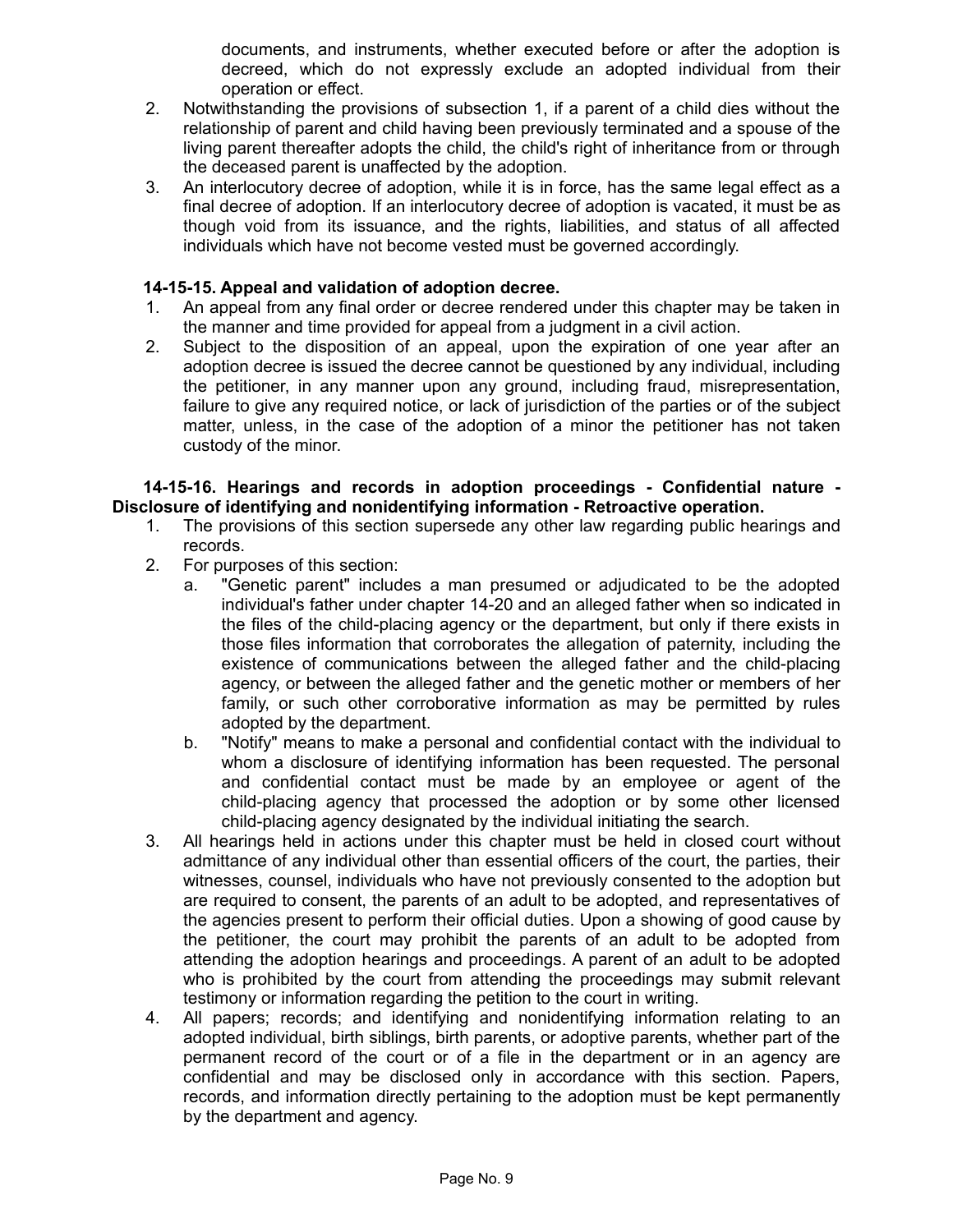documents, and instruments, whether executed before or after the adoption is decreed, which do not expressly exclude an adopted individual from their operation or effect.

2. Notwithstanding the provisions of subsection 1, if a parent of a child dies without the relationship of parent and child having been previously terminated and a spouse of the living parent thereafter adopts the child, the child's right of inheritance from or through the deceased parent is unaffected by the adoption.
3. An interlocutory decree of adoption, while it is in force, has the same legal effect as a final decree of adoption. If an interlocutory decree of adoption is vacated, it must be as though void from its issuance, and the rights, liabilities, and status of all affected individuals which have not become vested must be governed accordingly.

**14-15-15. Appeal and validation of adoption decree.**

1. An appeal from any final order or decree rendered under this chapter may be taken in the manner and time provided for appeal from a judgment in a civil action.
2. Subject to the disposition of an appeal, upon the expiration of one year after an adoption decree is issued the decree cannot be questioned by any individual, including the petitioner, in any manner upon any ground, including fraud, misrepresentation, failure to give any required notice, or lack of jurisdiction of the parties or of the subject matter, unless, in the case of the adoption of a minor the petitioner has not taken custody of the minor.

**14-15-16. Hearings and records in adoption proceedings - Confidential nature - Disclosure of identifying and nonidentifying information - Retroactive operation.**

1. The provisions of this section supersede any other law regarding public hearings and records.
2. For purposes of this section:
   a. "Genetic parent" includes a man presumed or adjudicated to be the adopted individual's father under chapter 14-20 and an alleged father when so indicated in the files of the child-placing agency or the department, but only if there exists in those files information that corroborates the allegation of paternity, including the existence of communications between the alleged father and the child-placing agency, or between the alleged father and the genetic mother or members of her family, or such other corroborative information as may be permitted by rules adopted by the department.
   b. "Notify" means to make a personal and confidential contact with the individual to whom a disclosure of identifying information has been requested. The personal and confidential contact must be made by an employee or agent of the child-placing agency that processed the adoption or by some other licensed child-placing agency designated by the individual initiating the search.
3. All hearings held in actions under this chapter must be held in closed court without admittance of any individual other than essential officers of the court, the parties, their witnesses, counsel, individuals who have not previously consented to the adoption but are required to consent, the parents of an adult to be adopted, and representatives of the agencies present to perform their official duties. Upon a showing of good cause by the petitioner, the court may prohibit the parents of an adult to be adopted from attending the adoption hearings and proceedings. A parent of an adult to be adopted who is prohibited by the court from attending the proceedings may submit relevant testimony or information regarding the petition to the court in writing.
4. All papers; records; and identifying and nonidentifying information relating to an adopted individual, birth siblings, birth parents, or adoptive parents, whether part of the permanent record of the court or of a file in the department or in an agency are confidential and may be disclosed only in accordance with this section. Papers, records, and information directly pertaining to the adoption must be kept permanently by the department and agency.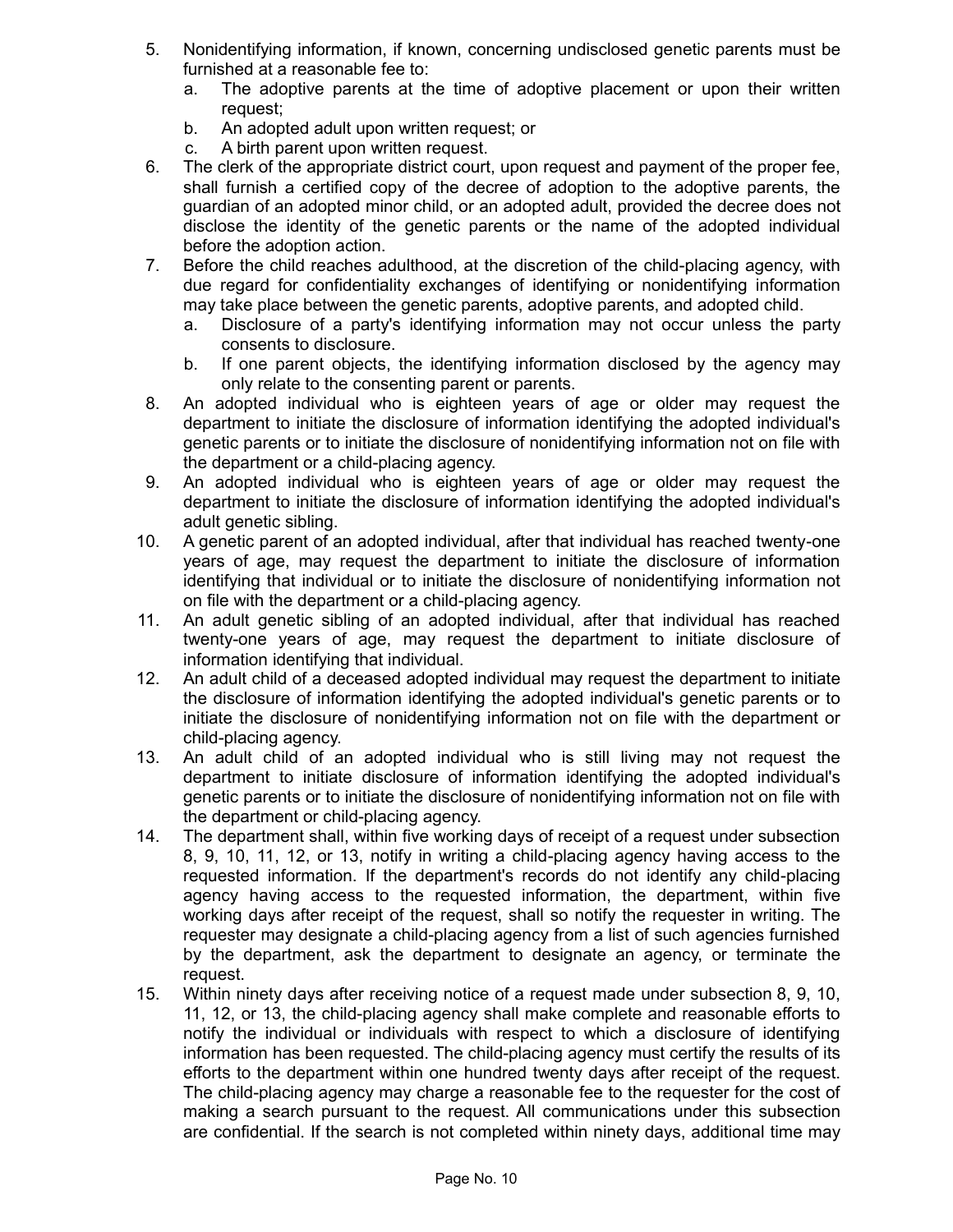5. Nonidentifying information, if known, concerning undisclosed genetic parents must be furnished at a reasonable fee to:
   a. The adoptive parents at the time of adoptive placement or upon their written request;
   b. An adopted adult upon written request; or
   c. A birth parent upon written request.
6. The clerk of the appropriate district court, upon request and payment of the proper fee, shall furnish a certified copy of the decree of adoption to the adoptive parents, the guardian of an adopted minor child, or an adopted adult, provided the decree does not disclose the identity of the genetic parents or the name of the adopted individual before the adoption action.
7. Before the child reaches adulthood, at the discretion of the child-placing agency, with due regard for confidentiality exchanges of identifying or nonidentifying information may take place between the genetic parents, adoptive parents, and adopted child.
   a. Disclosure of a party's identifying information may not occur unless the party consents to disclosure.
   b. If one parent objects, the identifying information disclosed by the agency may only relate to the consenting parent or parents.
8. An adopted individual who is eighteen years of age or older may request the department to initiate the disclosure of information identifying the adopted individual's genetic parents or to initiate the disclosure of nonidentifying information not on file with the department or a child-placing agency.
9. An adopted individual who is eighteen years of age or older may request the department to initiate the disclosure of information identifying the adopted individual's adult genetic sibling.
10. A genetic parent of an adopted individual, after that individual has reached twenty-one years of age, may request the department to initiate the disclosure of information identifying that individual or to initiate the disclosure of nonidentifying information not on file with the department or a child-placing agency.
11. An adult genetic sibling of an adopted individual, after that individual has reached twenty-one years of age, may request the department to initiate disclosure of information identifying that individual.
12. An adult child of a deceased adopted individual may request the department to initiate the disclosure of information identifying the adopted individual's genetic parents or to initiate the disclosure of nonidentifying information not on file with the department or child-placing agency.
13. An adult child of an adopted individual who is still living may not request the department to initiate disclosure of information identifying the adopted individual's genetic parents or to initiate the disclosure of nonidentifying information not on file with the department or child-placing agency.
14. The department shall, within five working days of receipt of a request under subsection 8, 9, 10, 11, 12, or 13, notify in writing a child-placing agency having access to the requested information. If the department's records do not identify any child-placing agency having access to the requested information, the department, within five working days after receipt of the request, shall so notify the requester in writing. The requester may designate a child-placing agency from a list of such agencies furnished by the department, ask the department to designate an agency, or terminate the request.
15. Within ninety days after receiving notice of a request made under subsection 8, 9, 10, 11, 12, or 13, the child-placing agency shall make complete and reasonable efforts to notify the individual or individuals with respect to which a disclosure of identifying information has been requested. The child-placing agency must certify the results of its efforts to the department within one hundred twenty days after receipt of the request. The child-placing agency may charge a reasonable fee to the requester for the cost of making a search pursuant to the request. All communications under this subsection are confidential. If the search is not completed within ninety days, additional time may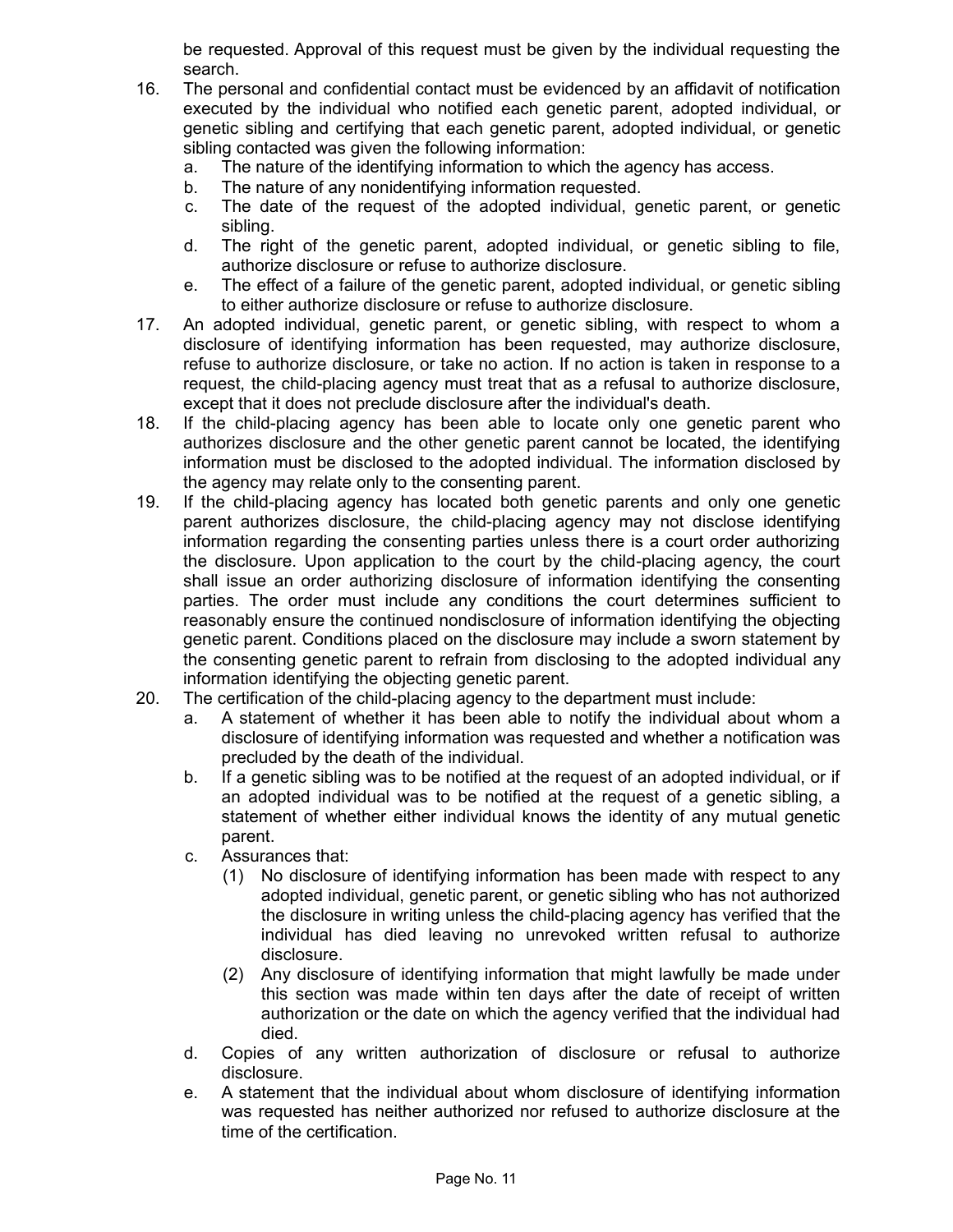be requested. Approval of this request must be given by the individual requesting the search.

16. The personal and confidential contact must be evidenced by an affidavit of notification executed by the individual who notified each genetic parent, adopted individual, or genetic sibling and certifying that each genetic parent, adopted individual, or genetic sibling contacted was given the following information:
    a. The nature of the identifying information to which the agency has access.
    b. The nature of any nonidentifying information requested.
    c. The date of the request of the adopted individual, genetic parent, or genetic sibling.
    d. The right of the genetic parent, adopted individual, or genetic sibling to file, authorize disclosure or refuse to authorize disclosure.
    e. The effect of a failure of the genetic parent, adopted individual, or genetic sibling to either authorize disclosure or refuse to authorize disclosure.
17. An adopted individual, genetic parent, or genetic sibling, with respect to whom a disclosure of identifying information has been requested, may authorize disclosure, refuse to authorize disclosure, or take no action. If no action is taken in response to a request, the child-placing agency must treat that as a refusal to authorize disclosure, except that it does not preclude disclosure after the individual's death.
18. If the child-placing agency has been able to locate only one genetic parent who authorizes disclosure and the other genetic parent cannot be located, the identifying information must be disclosed to the adopted individual. The information disclosed by the agency may relate only to the consenting parent.
19. If the child-placing agency has located both genetic parents and only one genetic parent authorizes disclosure, the child-placing agency may not disclose identifying information regarding the consenting parties unless there is a court order authorizing the disclosure. Upon application to the court by the child-placing agency, the court shall issue an order authorizing disclosure of information identifying the consenting parties. The order must include any conditions the court determines sufficient to reasonably ensure the continued nondisclosure of information identifying the objecting genetic parent. Conditions placed on the disclosure may include a sworn statement by the consenting genetic parent to refrain from disclosing to the adopted individual any information identifying the objecting genetic parent.
20. The certification of the child-placing agency to the department must include:
    a. A statement of whether it has been able to notify the individual about whom a disclosure of identifying information was requested and whether a notification was precluded by the death of the individual.
    b. If a genetic sibling was to be notified at the request of an adopted individual, or if an adopted individual was to be notified at the request of a genetic sibling, a statement of whether either individual knows the identity of any mutual genetic parent.
    c. Assurances that:
        (1) No disclosure of identifying information has been made with respect to any adopted individual, genetic parent, or genetic sibling who has not authorized the disclosure in writing unless the child-placing agency has verified that the individual has died leaving no unrevoked written refusal to authorize disclosure.
        (2) Any disclosure of identifying information that might lawfully be made under this section was made within ten days after the date of receipt of written authorization or the date on which the agency verified that the individual had died.
    d. Copies of any written authorization of disclosure or refusal to authorize disclosure.
    e. A statement that the individual about whom disclosure of identifying information was requested has neither authorized nor refused to authorize disclosure at the time of the certification.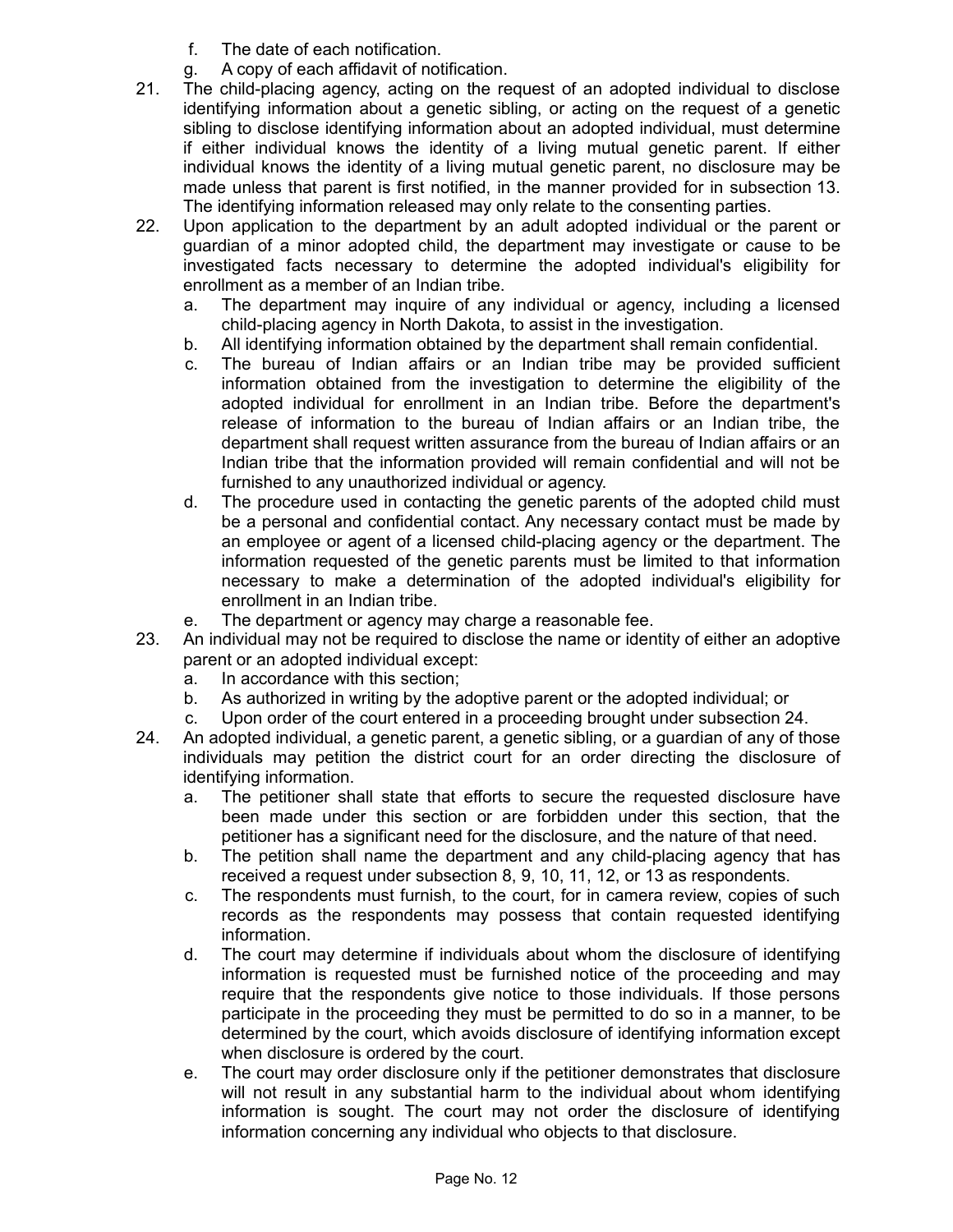f. The date of each notification.
g. A copy of each affidavit of notification.

21. The child-placing agency, acting on the request of an adopted individual to disclose identifying information about a genetic sibling, or acting on the request of a genetic sibling to disclose identifying information about an adopted individual, must determine if either individual knows the identity of a living mutual genetic parent. If either individual knows the identity of a living mutual genetic parent, no disclosure may be made unless that parent is first notified, in the manner provided for in subsection 13. The identifying information released may only relate to the consenting parties.

22. Upon application to the department by an adult adopted individual or the parent or guardian of a minor adopted child, the department may investigate or cause to be investigated facts necessary to determine the adopted individual's eligibility for enrollment as a member of an Indian tribe.
    a. The department may inquire of any individual or agency, including a licensed child-placing agency in North Dakota, to assist in the investigation.
    b. All identifying information obtained by the department shall remain confidential.
    c. The bureau of Indian affairs or an Indian tribe may be provided sufficient information obtained from the investigation to determine the eligibility of the adopted individual for enrollment in an Indian tribe. Before the department's release of information to the bureau of Indian affairs or an Indian tribe, the department shall request written assurance from the bureau of Indian affairs or an Indian tribe that the information provided will remain confidential and will not be furnished to any unauthorized individual or agency.
    d. The procedure used in contacting the genetic parents of the adopted child must be a personal and confidential contact. Any necessary contact must be made by an employee or agent of a licensed child-placing agency or the department. The information requested of the genetic parents must be limited to that information necessary to make a determination of the adopted individual's eligibility for enrollment in an Indian tribe.
    e. The department or agency may charge a reasonable fee.

23. An individual may not be required to disclose the name or identity of either an adoptive parent or an adopted individual except:
    a. In accordance with this section;
    b. As authorized in writing by the adoptive parent or the adopted individual; or
    c. Upon order of the court entered in a proceeding brought under subsection 24.

24. An adopted individual, a genetic parent, a genetic sibling, or a guardian of any of those individuals may petition the district court for an order directing the disclosure of identifying information.
    a. The petitioner shall state that efforts to secure the requested disclosure have been made under this section or are forbidden under this section, that the petitioner has a significant need for the disclosure, and the nature of that need.
    b. The petition shall name the department and any child-placing agency that has received a request under subsection 8, 9, 10, 11, 12, or 13 as respondents.
    c. The respondents must furnish, to the court, for in camera review, copies of such records as the respondents may possess that contain requested identifying information.
    d. The court may determine if individuals about whom the disclosure of identifying information is requested must be furnished notice of the proceeding and may require that the respondents give notice to those individuals. If those persons participate in the proceeding they must be permitted to do so in a manner, to be determined by the court, which avoids disclosure of identifying information except when disclosure is ordered by the court.
    e. The court may order disclosure only if the petitioner demonstrates that disclosure will not result in any substantial harm to the individual about whom identifying information is sought. The court may not order the disclosure of identifying information concerning any individual who objects to that disclosure.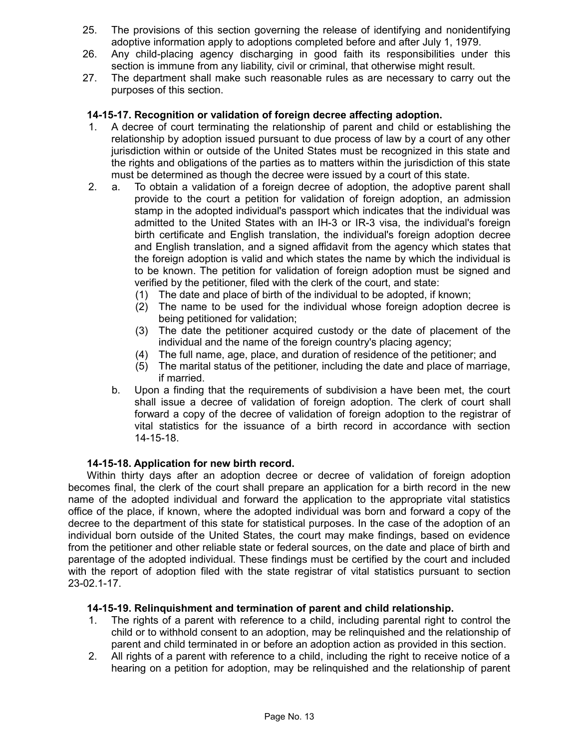25. The provisions of this section governing the release of identifying and nonidentifying adoptive information apply to adoptions completed before and after July 1, 1979.
26. Any child-placing agency discharging in good faith its responsibilities under this section is immune from any liability, civil or criminal, that otherwise might result.
27. The department shall make such reasonable rules as are necessary to carry out the purposes of this section.

### 14-15-17. Recognition or validation of foreign decree affecting adoption.

1. A decree of court terminating the relationship of parent and child or establishing the relationship by adoption issued pursuant to due process of law by a court of any other jurisdiction within or outside of the United States must be recognized in this state and the rights and obligations of the parties as to matters within the jurisdiction of this state must be determined as though the decree were issued by a court of this state.
2. a. To obtain a validation of a foreign decree of adoption, the adoptive parent shall provide to the court a petition for validation of foreign adoption, an admission stamp in the adopted individual's passport which indicates that the individual was admitted to the United States with an IH-3 or IR-3 visa, the individual's foreign birth certificate and English translation, the individual's foreign adoption decree and English translation, and a signed affidavit from the agency which states that the foreign adoption is valid and which states the name by which the individual is to be known. The petition for validation of foreign adoption must be signed and verified by the petitioner, filed with the clerk of the court, and state:
      (1) The date and place of birth of the individual to be adopted, if known;
      (2) The name to be used for the individual whose foreign adoption decree is being petitioned for validation;
      (3) The date the petitioner acquired custody or the date of placement of the individual and the name of the foreign country's placing agency;
      (4) The full name, age, place, and duration of residence of the petitioner; and
      (5) The marital status of the petitioner, including the date and place of marriage, if married.

   b. Upon a finding that the requirements of subdivision a have been met, the court shall issue a decree of validation of foreign adoption. The clerk of court shall forward a copy of the decree of validation of foreign adoption to the registrar of vital statistics for the issuance of a birth record in accordance with section 14-15-18.

### 14-15-18. Application for new birth record.

Within thirty days after an adoption decree or decree of validation of foreign adoption becomes final, the clerk of the court shall prepare an application for a birth record in the new name of the adopted individual and forward the application to the appropriate vital statistics office of the place, if known, where the adopted individual was born and forward a copy of the decree to the department of this state for statistical purposes. In the case of the adoption of an individual born outside of the United States, the court may make findings, based on evidence from the petitioner and other reliable state or federal sources, on the date and place of birth and parentage of the adopted individual. These findings must be certified by the court and included with the report of adoption filed with the state registrar of vital statistics pursuant to section 23-02.1-17.

### 14-15-19. Relinquishment and termination of parent and child relationship.

1. The rights of a parent with reference to a child, including parental right to control the child or to withhold consent to an adoption, may be relinquished and the relationship of parent and child terminated in or before an adoption action as provided in this section.
2. All rights of a parent with reference to a child, including the right to receive notice of a hearing on a petition for adoption, may be relinquished and the relationship of parent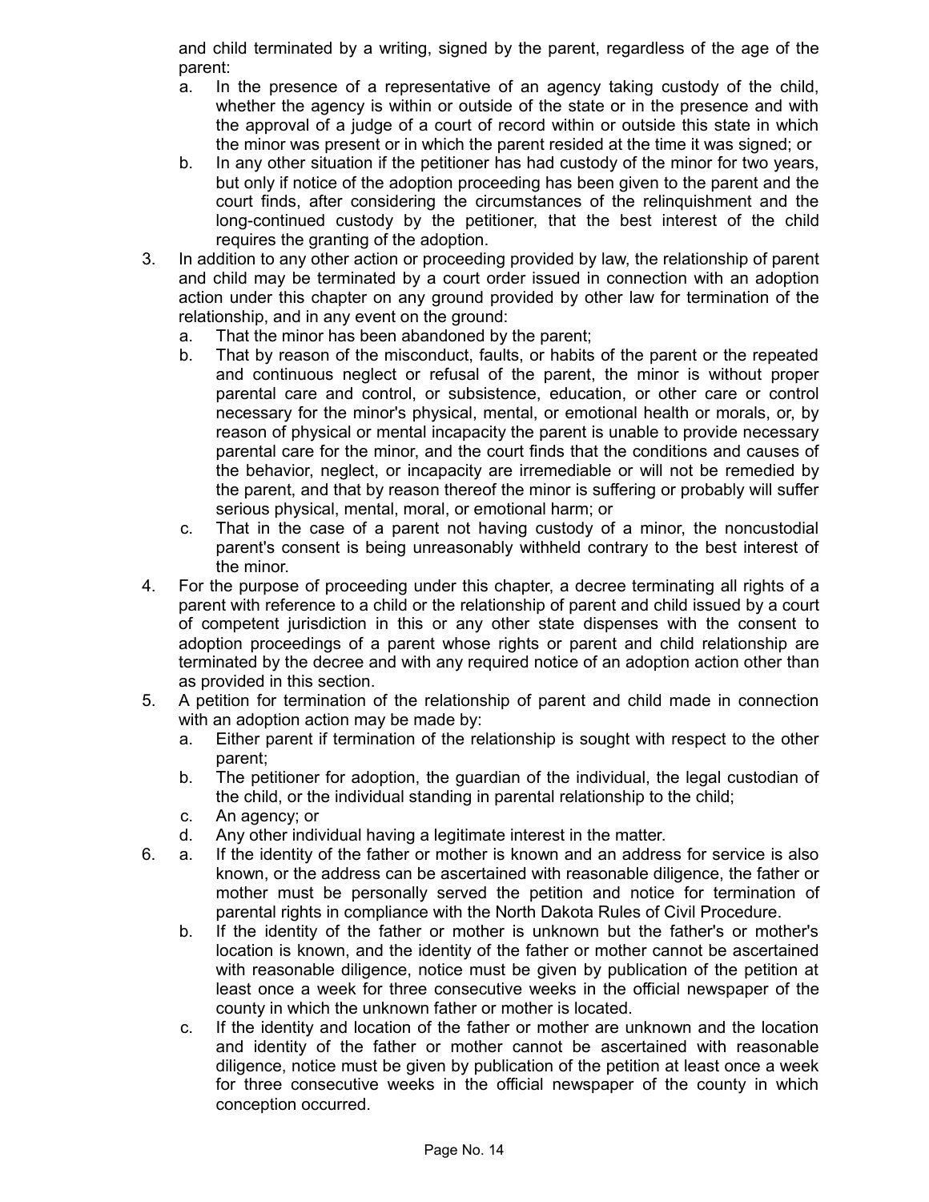and child terminated by a writing, signed by the parent, regardless of the age of the parent:

a. In the presence of a representative of an agency taking custody of the child, whether the agency is within or outside of the state or in the presence and with the approval of a judge of a court of record within or outside this state in which the minor was present or in which the parent resided at the time it was signed; or
b. In any other situation if the petitioner has had custody of the minor for two years, but only if notice of the adoption proceeding has been given to the parent and the court finds, after considering the circumstances of the relinquishment and the long-continued custody by the petitioner, that the best interest of the child requires the granting of the adoption.

3. In addition to any other action or proceeding provided by law, the relationship of parent and child may be terminated by a court order issued in connection with an adoption action under this chapter on any ground provided by other law for termination of the relationship, and in any event on the ground:
   a. That the minor has been abandoned by the parent;
   b. That by reason of the misconduct, faults, or habits of the parent or the repeated and continuous neglect or refusal of the parent, the minor is without proper parental care and control, or subsistence, education, or other care or control necessary for the minor's physical, mental, or emotional health or morals, or, by reason of physical or mental incapacity the parent is unable to provide necessary parental care for the minor, and the court finds that the conditions and causes of the behavior, neglect, or incapacity are irremediable or will not be remedied by the parent, and that by reason thereof the minor is suffering or probably will suffer serious physical, mental, moral, or emotional harm; or
   c. That in the case of a parent not having custody of a minor, the noncustodial parent's consent is being unreasonably withheld contrary to the best interest of the minor.
4. For the purpose of proceeding under this chapter, a decree terminating all rights of a parent with reference to a child or the relationship of parent and child issued by a court of competent jurisdiction in this or any other state dispenses with the consent to adoption proceedings of a parent whose rights or parent and child relationship are terminated by the decree and with any required notice of an adoption action other than as provided in this section.
5. A petition for termination of the relationship of parent and child made in connection with an adoption action may be made by:
   a. Either parent if termination of the relationship is sought with respect to the other parent;
   b. The petitioner for adoption, the guardian of the individual, the legal custodian of the child, or the individual standing in parental relationship to the child;
   c. An agency; or
   d. Any other individual having a legitimate interest in the matter.
6. a. If the identity of the father or mother is known and an address for service is also known, or the address can be ascertained with reasonable diligence, the father or mother must be personally served the petition and notice for termination of parental rights in compliance with the North Dakota Rules of Civil Procedure.
   b. If the identity of the father or mother is unknown but the father's or mother's location is known, and the identity of the father or mother cannot be ascertained with reasonable diligence, notice must be given by publication of the petition at least once a week for three consecutive weeks in the official newspaper of the county in which the unknown father or mother is located.
   c. If the identity and location of the father or mother are unknown and the location and identity of the father or mother cannot be ascertained with reasonable diligence, notice must be given by publication of the petition at least once a week for three consecutive weeks in the official newspaper of the county in which conception occurred.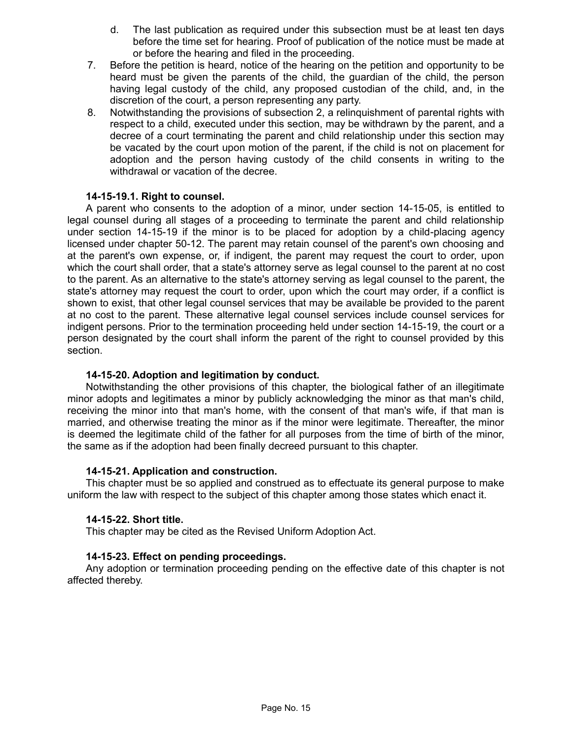d. The last publication as required under this subsection must be at least ten days before the time set for hearing. Proof of publication of the notice must be made at or before the hearing and filed in the proceeding.

7. Before the petition is heard, notice of the hearing on the petition and opportunity to be heard must be given the parents of the child, the guardian of the child, the person having legal custody of the child, any proposed custodian of the child, and, in the discretion of the court, a person representing any party.

8. Notwithstanding the provisions of subsection 2, a relinquishment of parental rights with respect to a child, executed under this section, may be withdrawn by the parent, and a decree of a court terminating the parent and child relationship under this section may be vacated by the court upon motion of the parent, if the child is not on placement for adoption and the person having custody of the child consents in writing to the withdrawal or vacation of the decree.

**14-15-19.1. Right to counsel.**

A parent who consents to the adoption of a minor, under section 14-15-05, is entitled to legal counsel during all stages of a proceeding to terminate the parent and child relationship under section 14-15-19 if the minor is to be placed for adoption by a child-placing agency licensed under chapter 50-12. The parent may retain counsel of the parent's own choosing and at the parent's own expense, or, if indigent, the parent may request the court to order, upon which the court shall order, that a state's attorney serve as legal counsel to the parent at no cost to the parent. As an alternative to the state's attorney serving as legal counsel to the parent, the state's attorney may request the court to order, upon which the court may order, if a conflict is shown to exist, that other legal counsel services that may be available be provided to the parent at no cost to the parent. These alternative legal counsel services include counsel services for indigent persons. Prior to the termination proceeding held under section 14-15-19, the court or a person designated by the court shall inform the parent of the right to counsel provided by this section.

**14-15-20. Adoption and legitimation by conduct.**

Notwithstanding the other provisions of this chapter, the biological father of an illegitimate minor adopts and legitimates a minor by publicly acknowledging the minor as that man's child, receiving the minor into that man's home, with the consent of that man's wife, if that man is married, and otherwise treating the minor as if the minor were legitimate. Thereafter, the minor is deemed the legitimate child of the father for all purposes from the time of birth of the minor, the same as if the adoption had been finally decreed pursuant to this chapter.

**14-15-21. Application and construction.**

This chapter must be so applied and construed as to effectuate its general purpose to make uniform the law with respect to the subject of this chapter among those states which enact it.

**14-15-22. Short title.**

This chapter may be cited as the Revised Uniform Adoption Act.

**14-15-23. Effect on pending proceedings.**

Any adoption or termination proceeding pending on the effective date of this chapter is not affected thereby.